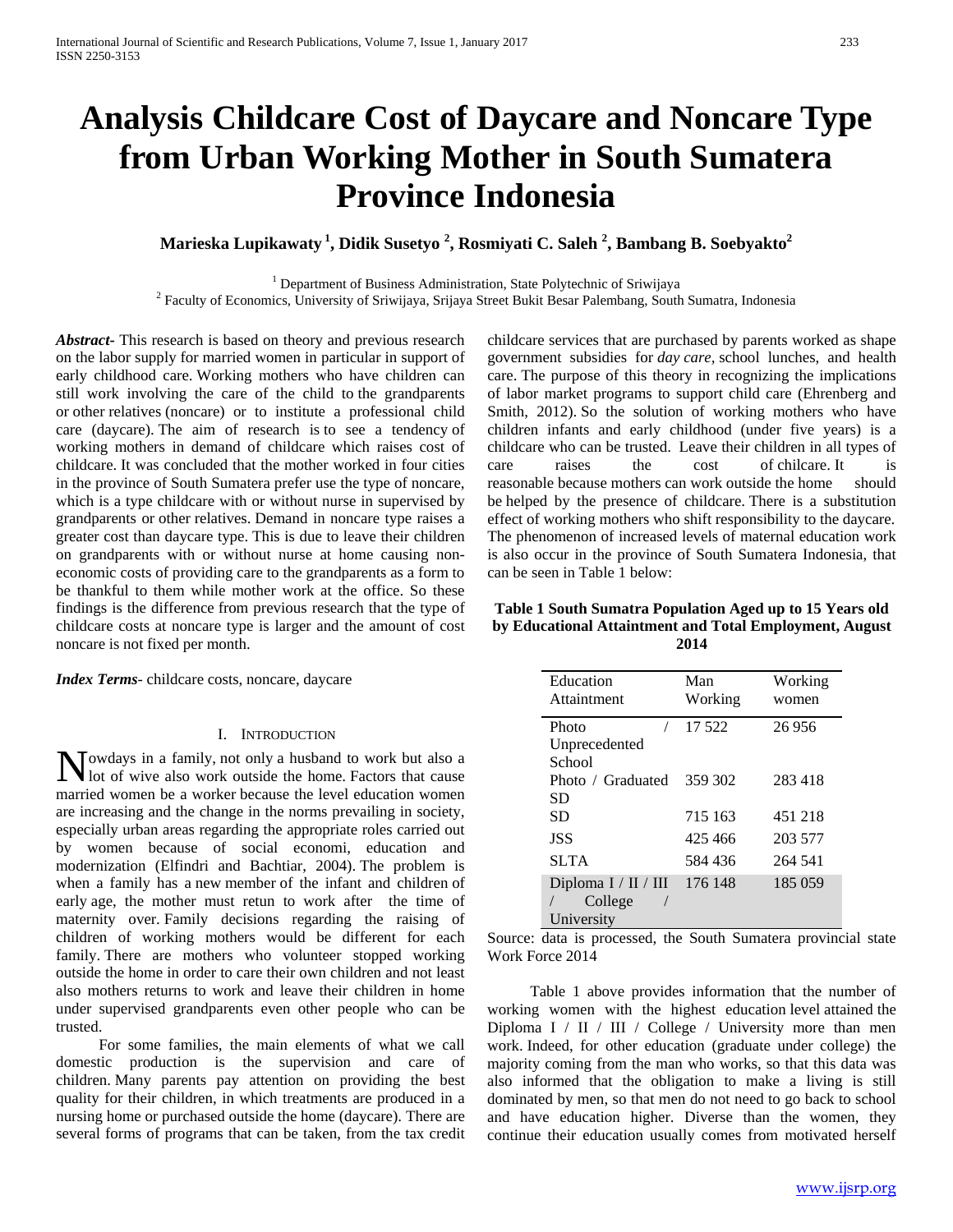# Analysis Childcare Cost of Daycare and Noncare Type from Urban Working Mother in South Sumatera Province Indonesia

**Marieska Lupikawaty [1], Didik Susetyo [2], Rosmiyati C. Saleh [2], Bambang B. Soebyakto[2]**

[1] Department of Business Administration, State Polytechnic of Sriwijaya
[2] Faculty of Economics, University of Sriwijaya, Srijaya Street Bukit Besar Palembang, South Sumatra, Indonesia

***Abstract***- This research is based on theory and previous research on the labor supply for married women in particular in support of early childhood care. Working mothers who have children can still work involving the care of the child to the grandparents or other relatives (noncare) or to institute a professional child care (daycare). The aim of research is to see a tendency of working mothers in demand of childcare which raises cost of childcare. It was concluded that the mother worked in four cities in the province of South Sumatera prefer use the type of noncare, which is a type childcare with or without nurse in supervised by grandparents or other relatives. Demand in noncare type raises a greater cost than daycare type. This is due to leave their children on grandparents with or without nurse at home causing non-economic costs of providing care to the grandparents as a form to be thankful to them while mother work at the office. So these findings is the difference from previous research that the type of childcare costs at noncare type is larger and the amount of cost noncare is not fixed per month.

***Index Terms***- childcare costs, noncare, daycare

## I. Introduction

Nowdays in a family, not only a husband to work but also a lot of wive also work outside the home. Factors that cause married women be a worker because the level education women are increasing and the change in the norms prevailing in society, especially urban areas regarding the appropriate roles carried out by women because of social economi, education and modernization (Elfindri and Bachtiar, 2004). The problem is when a family has a new member of the infant and children of early age, the mother must retun to work after the time of maternity over. Family decisions regarding the raising of children of working mothers would be different for each family. There are mothers who volunteer stopped working outside the home in order to care their own children and not least also mothers returns to work and leave their children in home under supervised grandparents even other people who can be trusted.

For some families, the main elements of what we call domestic production is the supervision and care of children. Many parents pay attention on providing the best quality for their children, in which treatments are produced in a nursing home or purchased outside the home (daycare). There are several forms of programs that can be taken, from the tax credit childcare services that are purchased by parents worked as shape government subsidies for *day care*, school lunches, and health care. The purpose of this theory in recognizing the implications of labor market programs to support child care (Ehrenberg and Smith, 2012). So the solution of working mothers who have children infants and early childhood (under five years) is a childcare who can be trusted. Leave their children in all types of care raises the cost of chilcare. It is reasonable because mothers can work outside the home should be helped by the presence of childcare. There is a substitution effect of working mothers who shift responsibility to the daycare. The phenomenon of increased levels of maternal education work is also occur in the province of South Sumatera Indonesia, that can be seen in Table 1 below:

**Table 1 South Sumatra Population Aged up to 15 Years old by Educational Attaintment and Total Employment, August 2014**

| Education Attaintment | Man Working | Working women |
|---|---|---|
| Photo / Unprecedented School | 17 522 | 26 956 |
| Photo / Graduated SD | 359 302 | 283 418 |
| SD | 715 163 | 451 218 |
| JSS | 425 466 | 203 577 |
| SLTA | 584 436 | 264 541 |
| Diploma I / II / III / College / University | 176 148 | 185 059 |

Source: data is processed, the South Sumatera provincial state Work Force 2014

Table 1 above provides information that the number of working women with the highest education level attained the Diploma I / II / III / College / University more than men work. Indeed, for other education (graduate under college) the majority coming from the man who works, so that this data was also informed that the obligation to make a living is still dominated by men, so that men do not need to go back to school and have education higher. Diverse than the women, they continue their education usually comes from motivated herself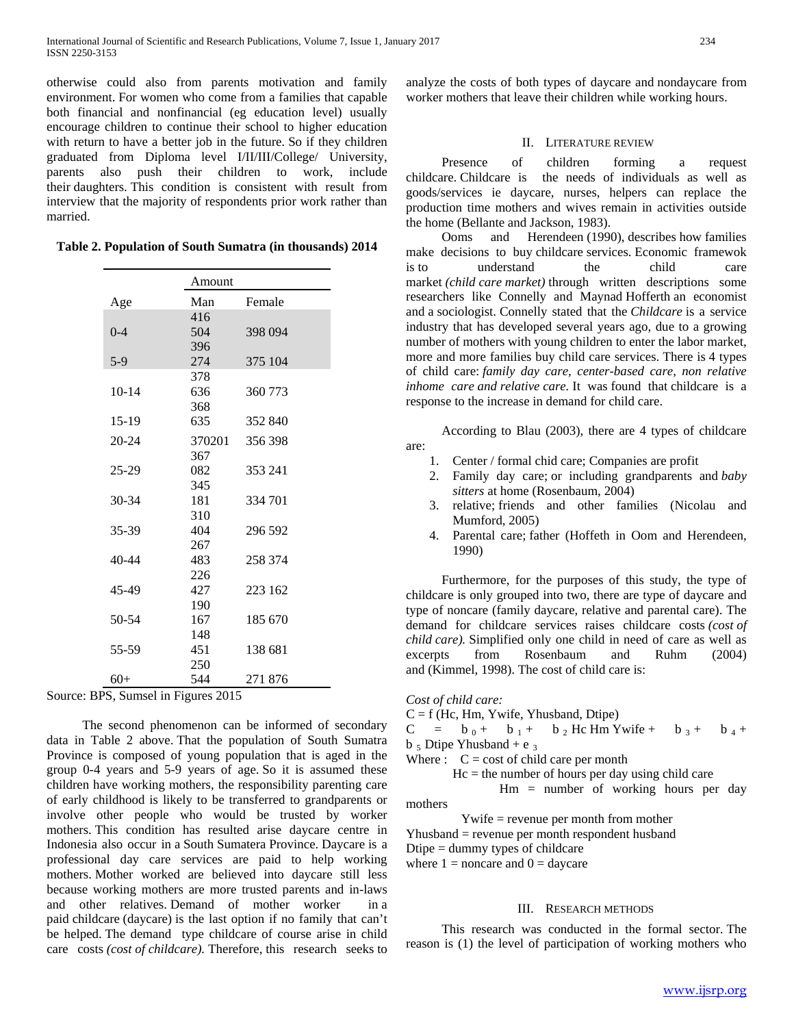otherwise could also from parents motivation and family environment. For women who come from a families that capable both financial and nonfinancial (eg education level) usually encourage children to continue their school to higher education with return to have a better job in the future. So if they children graduated from Diploma level I/II/III/College/ University, parents also push their children to work, include their daughters. This condition is consistent with result from interview that the majority of respondents prior work rather than married.

**Table 2. Population of South Sumatra (in thousands) 2014**

| | Amount | |
|---|---|---|
| Age | Man | Female |
| 0-4 | 416 504 | 398 094 |
| 5-9 | 396 274 | 375 104 |
| 10-14 | 378 636 | 360 773 |
| 15-19 | 368 635 | 352 840 |
| 20-24 | 370201 | 356 398 |
| 25-29 | 367 082 | 353 241 |
| 30-34 | 345 181 | 334 701 |
| 35-39 | 310 404 | 296 592 |
| 40-44 | 267 483 | 258 374 |
| 45-49 | 226 427 | 223 162 |
| 50-54 | 190 167 | 185 670 |
| 55-59 | 148 451 | 138 681 |
| 60+ | 250 544 | 271 876 |

Source: BPS, Sumsel in Figures 2015

The second phenomenon can be informed of secondary data in Table 2 above. That the population of South Sumatra Province is composed of young population that is aged in the group 0-4 years and 5-9 years of age. So it is assumed these children have working mothers, the responsibility parenting care of early childhood is likely to be transferred to grandparents or involve other people who would be trusted by worker mothers. This condition has resulted arise daycare centre in Indonesia also occur in a South Sumatera Province. Daycare is a professional day care services are paid to help working mothers. Mother worked are believed into daycare still less because working mothers are more trusted parents and in-laws and other relatives. Demand of mother worker in a paid childcare (daycare) is the last option if no family that can't be helped. The demand type childcare of course arise in child care costs *(cost of childcare).* Therefore, this research seeks to analyze the costs of both types of daycare and nondaycare from worker mothers that leave their children while working hours.

## II. Literature review

Presence of children forming a request childcare. Childcare is the needs of individuals as well as goods/services ie daycare, nurses, helpers can replace the production time mothers and wives remain in activities outside the home (Bellante and Jackson, 1983).

Ooms and Herendeen (1990), describes how families make decisions to buy childcare services. Economic framewok is to understand the child care market *(child care market)* through written descriptions some researchers like Connelly and Maynad Hofferth an economist and a sociologist. Connelly stated that the *Childcare* is a service industry that has developed several years ago, due to a growing number of mothers with young children to enter the labor market, more and more families buy child care services. There is 4 types of child care: *family day care, center-based care, non relative inhome care and relative care.* It was found that childcare is a response to the increase in demand for child care.

According to Blau (2003), there are 4 types of childcare are:

1. Center / formal chid care; Companies are profit
2. Family day care; or including grandparents and *baby sitters* at home (Rosenbaum, 2004)
3. relative; friends and other families (Nicolau and Mumford, 2005)
4. Parental care; father (Hoffeth in Oom and Herendeen, 1990)

Furthermore, for the purposes of this study, the type of childcare is only grouped into two, there are type of daycare and type of noncare (family daycare, relative and parental care). The demand for childcare services raises childcare costs *(cost of child care).* Simplified only one child in need of care as well as excerpts from Rosenbaum and Ruhm (2004) and (Kimmel, 1998). The cost of child care is:

*Cost of child care:*

$C = f\,(Hc, Hm, Ywife, Yhusband, Dtipe)$

$C = b_0 + b_1 + b_2\,Hc\ Hm\ Ywife + b_3 + b_4 + b_5\,Dtipe\ Yhusband + e_3$

Where : $C$ = cost of child care per month

$Hc$ = the number of hours per day using child care

$Hm$ = number of working hours per day mothers

$Ywife$ = revenue per month from mother

$Yhusband$ = revenue per month respondent husband

$Dtipe$ = dummy types of childcare

where 1 = noncare and 0 = daycare

## III. Research methods

This research was conducted in the formal sector. The reason is (1) the level of participation of working mothers who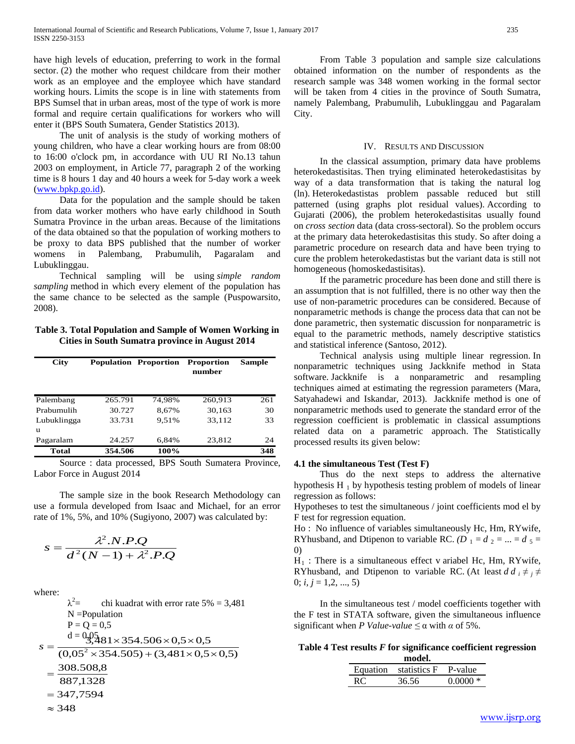have high levels of education, preferring to work in the formal sector. (2) the mother who request childcare from their mother work as an employee and the employee which have standard working hours. Limits the scope is in line with statements from BPS Sumsel that in urban areas, most of the type of work is more formal and require certain qualifications for workers who will enter it (BPS South Sumatera, Gender Statistics 2013).

The unit of analysis is the study of working mothers of young children, who have a clear working hours are from 08:00 to 16:00 o'clock pm, in accordance with UU RI No.13 tahun 2003 on employment, in Article 77, paragraph 2 of the working time is 8 hours 1 day and 40 hours a week for 5-day work a week (www.bpkp.go.id).

Data for the population and the sample should be taken from data worker mothers who have early childhood in South Sumatra Province in the urban areas. Because of the limitations of the data obtained so that the population of working mothers to be proxy to data BPS published that the number of worker womens in Palembang, Prabumulih, Pagaralam and Lubuklinggau.

Technical sampling will be using *simple random sampling* method in which every element of the population has the same chance to be selected as the sample (Puspowarsito, 2008).

**Table 3. Total Population and Sample of Women Working in Cities in South Sumatra province in August 2014**

| City | Population | Proportion | Proportion number | Sample |
|---|---|---|---|---|
| Palembang | 265.791 | 74,98% | 260,913 | 261 |
| Prabumulih | 30.727 | 8,67% | 30,163 | 30 |
| Lubuklinggau | 33.731 | 9,51% | 33,112 | 33 |
| Pagaralam | 24.257 | 6,84% | 23,812 | 24 |
| **Total** | **354.506** | **100%** | | **348** |

Source : data processed, BPS South Sumatera Province, Labor Force in August 2014

The sample size in the book Research Methodology can use a formula developed from Isaac and Michael, for an error rate of 1%, 5%, and 10% (Sugiyono, 2007) was calculated by:

$$s = \frac{\lambda^2.N.P.Q}{d^2(N-1)+\lambda^2.P.Q}$$

where:

$\lambda^2$= chi kuadrat with error rate 5% = 3,481
N =Population
P = Q = 0,5
d = 0,05

$$s = \frac{3{,}481 \times 354.506 \times 0{,}5 \times 0{,}5}{(0{,}05^2 \times 354.505) + (3{,}481 \times 0{,}5 \times 0{,}5)}$$

$$= \frac{308.508{,}8}{887{,}1328}$$

$$= 347{,}7594$$

$$\approx 348$$

From Table 3 population and sample size calculations obtained information on the number of respondents as the research sample was 348 women working in the formal sector will be taken from 4 cities in the province of South Sumatra, namely Palembang, Prabumulih, Lubuklinggau and Pagaralam City.

## IV. Results and Discussion

In the classical assumption, primary data have problems heterokedastisitas. Then trying eliminated heterokedastisitas by way of a data transformation that is taking the natural log (ln). Heterokedastistas problem passable reduced but still patterned (using graphs plot residual values). According to Gujarati (2006), the problem heterokedastisitas usually found on *cross section* data (data cross-sectoral). So the problem occurs at the primary data heterokedastisitas this study. So after doing a parametric procedure on research data and have been trying to cure the problem heterokedastistas but the variant data is still not homogeneous (homoskedastisitas).

If the parametric procedure has been done and still there is an assumption that is not fulfilled, there is no other way then the use of non-parametric procedures can be considered. Because of nonparametric methods is change the process data that can not be done parametric, then systematic discussion for nonparametric is equal to the parametric methods, namely descriptive statistics and statistical inference (Santoso, 2012).

Technical analysis using multiple linear regression. In nonparametric techniques using Jackknife method in Stata software. Jackknife is a nonparametric and resampling techniques aimed at estimating the regression parameters (Mara, Satyahadewi and Iskandar, 2013). Jackknife method is one of nonparametric methods used to generate the standard error of the regression coefficient is problematic in classical assumptions related data on a parametric approach. The Statistically processed results its given below:

### 4.1 the simultaneous Test (Test F)

Thus do the next steps to address the alternative hypothesis $H_1$ by hypothesis testing problem of models of linear regression as follows:

Hypotheses to test the simultaneous / joint coefficients mod el by F test for regression equation.

Ho : No influence of variables simultaneously Hc, Hm, RYwife, RYhusband, and Dtipenon to variable RC. *($D_1 = d_2 = ... = d_5 = 0$)*

$H_1$ : There is a simultaneous effect v ariabel Hc, Hm, RYwife, RYhusband, and Dtipenon to variable RC. (At least $d\, d_i \neq {}_j \neq 0$; $i, j = 1,2, ..., 5$)

In the simultaneous test / model coefficients together with the F test in STATA software, given the simultaneous influence significant when *P Value-value* ≤ α with *α* of 5%.

**Table 4 Test results *F* for significance coefficient regression model.**

| Equation | statistics F | P-value |
|---|---|---|
| RC | 36.56 | 0.0000 * |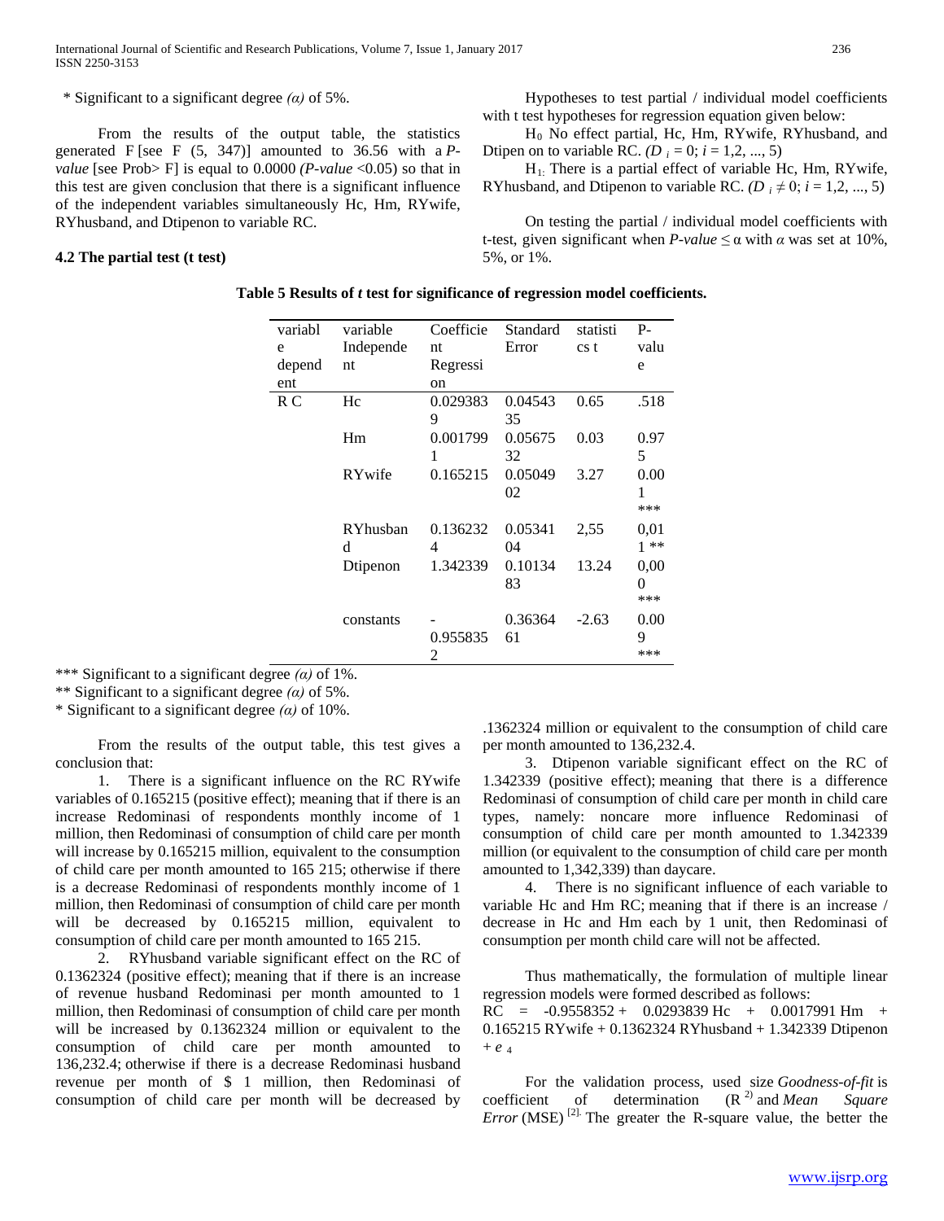\* Significant to a significant degree *(α)* of 5%.

From the results of the output table, the statistics generated F [see F (5, 347)] amounted to 36.56 with a *P-value* [see Prob> F] is equal to 0.0000 *(P-value* <0.05) so that in this test are given conclusion that there is a significant influence of the independent variables simultaneously Hc, Hm, RYwife, RYhusband, and Dtipenon to variable RC.

### 4.2 The partial test (t test)

Hypotheses to test partial / individual model coefficients with t test hypotheses for regression equation given below:

$H_0$ No effect partial, Hc, Hm, RYwife, RYhusband, and Dtipen on to variable RC. $(D_i = 0; i = 1,2, ..., 5)$

$H_1$: There is a partial effect of variable Hc, Hm, RYwife, RYhusband, and Dtipenon to variable RC. $(D_i \neq 0; i = 1,2, ..., 5)$

On testing the partial / individual model coefficients with t-test, given significant when *P-value* ≤ α with *α* was set at 10%, 5%, or 1%.

**Table 5 Results of *t* test for significance of regression model coefficients.**

| variable dependent | variable Independent | Coefficient Regression | Standard Error | statistics t | P-value |
|---|---|---|---|---|---|
| R C | Hc | 0.0293839 | 0.0454335 | 0.65 | .518 |
| | Hm | 0.0017991 | 0.0567532 | 0.03 | 0.975 |
| | RYwife | 0.165215 | 0.0504902 | 3.27 | 0.001 *** |
| | RYhusband | 0.1362324 | 0.0534104 | 2,55 | 0,011 ** |
| | Dtipenon | 1.342339 | 0.1013483 | 13.24 | 0,000 *** |
| | constants | -0.9558352 | 0.3636461 | -2.63 | 0.009 *** |

\*\*\* Significant to a significant degree *(α)* of 1%.
\*\* Significant to a significant degree *(α)* of 5%.
\* Significant to a significant degree *(α)* of 10%.

From the results of the output table, this test gives a conclusion that:

1. There is a significant influence on the RC RYwife variables of 0.165215 (positive effect); meaning that if there is an increase Redominasi of respondents monthly income of 1 million, then Redominasi of consumption of child care per month will increase by 0.165215 million, equivalent to the consumption of child care per month amounted to 165 215; otherwise if there is a decrease Redominasi of respondents monthly income of 1 million, then Redominasi of consumption of child care per month will be decreased by 0.165215 million, equivalent to consumption of child care per month amounted to 165 215.
2. RYhusband variable significant effect on the RC of 0.1362324 (positive effect); meaning that if there is an increase of revenue husband Redominasi per month amounted to 1 million, then Redominasi of consumption of child care per month will be increased by 0.1362324 million or equivalent to the consumption of child care per month amounted to 136,232.4; otherwise if there is a decrease Redominasi husband revenue per month of $ 1 million, then Redominasi of consumption of child care per month will be decreased by .1362324 million or equivalent to the consumption of child care per month amounted to 136,232.4.
3. Dtipenon variable significant effect on the RC of 1.342339 (positive effect); meaning that there is a difference Redominasi of consumption of child care per month in child care types, namely: noncare more influence Redominasi of consumption of child care per month amounted to 1.342339 million (or equivalent to the consumption of child care per month amounted to 1,342,339) than daycare.
4. There is no significant influence of each variable to variable Hc and Hm RC; meaning that if there is an increase / decrease in Hc and Hm each by 1 unit, then Redominasi of consumption per month child care will not be affected.

Thus mathematically, the formulation of multiple linear regression models were formed described as follows:

$$RC = -0.9558352 + 0.0293839\, Hc + 0.0017991\, Hm + 0.165215\, RYwife + 0.1362324\, RYhusband + 1.342339\, Dtipenon + e_4$$

For the validation process, used size *Goodness-of-fit* is coefficient of determination ($R^2$) and *Mean Square Error* (MSE) [2]. The greater the R-square value, the better the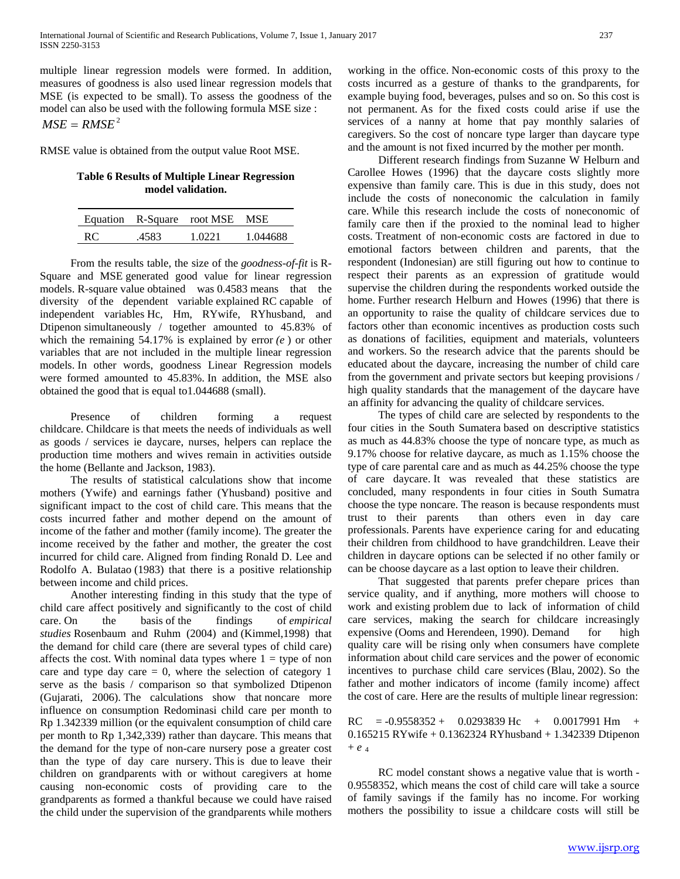multiple linear regression models were formed. In addition, measures of goodness is also used linear regression models that MSE (is expected to be small). To assess the goodness of the model can also be used with the following formula MSE size :

$$MSE = RMSE^2$$

RMSE value is obtained from the output value Root MSE.

**Table 6 Results of Multiple Linear Regression model validation.**

| Equation | R-Square | root MSE | MSE |
|---|---|---|---|
| RC | .4583 | 1.0221 | 1.044688 |

From the results table, the size of the *goodness-of-fit* is R-Square and MSE generated good value for linear regression models. R-square value obtained was 0.4583 means that the diversity of the dependent variable explained RC capable of independent variables Hc, Hm, RYwife, RYhusband, and Dtipenon simultaneously / together amounted to 45.83% of which the remaining 54.17% is explained by error *(e* ) or other variables that are not included in the multiple linear regression models. In other words, goodness Linear Regression models were formed amounted to 45.83%. In addition, the MSE also obtained the good that is equal to1.044688 (small).

Presence of children forming a request childcare. Childcare is that meets the needs of individuals as well as goods / services ie daycare, nurses, helpers can replace the production time mothers and wives remain in activities outside the home (Bellante and Jackson, 1983).

The results of statistical calculations show that income mothers (Ywife) and earnings father (Yhusband) positive and significant impact to the cost of child care. This means that the costs incurred father and mother depend on the amount of income of the father and mother (family income). The greater the income received by the father and mother, the greater the cost incurred for child care. Aligned from finding Ronald D. Lee and Rodolfo A. Bulatao (1983) that there is a positive relationship between income and child prices.

Another interesting finding in this study that the type of child care affect positively and significantly to the cost of child care. On the basis of the findings of *empirical studies* Rosenbaum and Ruhm (2004) and (Kimmel,1998) that the demand for child care (there are several types of child care) affects the cost. With nominal data types where 1 = type of non care and type day care = 0, where the selection of category 1 serve as the basis / comparison so that symbolized Dtipenon (Gujarati, 2006). The calculations show that noncare more influence on consumption Redominasi child care per month to Rp 1.342339 million (or the equivalent consumption of child care per month to Rp 1,342,339) rather than daycare. This means that the demand for the type of non-care nursery pose a greater cost than the type of day care nursery. This is due to leave their children on grandparents with or without caregivers at home causing non-economic costs of providing care to the grandparents as formed a thankful because we could have raised the child under the supervision of the grandparents while mothers working in the office. Non-economic costs of this proxy to the costs incurred as a gesture of thanks to the grandparents, for example buying food, beverages, pulses and so on. So this cost is not permanent. As for the fixed costs could arise if use the services of a nanny at home that pay monthly salaries of caregivers. So the cost of noncare type larger than daycare type and the amount is not fixed incurred by the mother per month.

Different research findings from Suzanne W Helburn and Carollee Howes (1996) that the daycare costs slightly more expensive than family care. This is due in this study, does not include the costs of noneconomic the calculation in family care. While this research include the costs of noneconomic of family care then if the proxied to the nominal lead to higher costs. Treatment of non-economic costs are factored in due to emotional factors between children and parents, that the respondent (Indonesian) are still figuring out how to continue to respect their parents as an expression of gratitude would supervise the children during the respondents worked outside the home. Further research Helburn and Howes (1996) that there is an opportunity to raise the quality of childcare services due to factors other than economic incentives as production costs such as donations of facilities, equipment and materials, volunteers and workers. So the research advice that the parents should be educated about the daycare, increasing the number of child care from the government and private sectors but keeping provisions / high quality standards that the management of the daycare have an affinity for advancing the quality of childcare services.

The types of child care are selected by respondents to the four cities in the South Sumatera based on descriptive statistics as much as 44.83% choose the type of noncare type, as much as 9.17% choose for relative daycare, as much as 1.15% choose the type of care parental care and as much as 44.25% choose the type of care daycare. It was revealed that these statistics are concluded, many respondents in four cities in South Sumatra choose the type noncare. The reason is because respondents must trust to their parents than others even in day care professionals. Parents have experience caring for and educating their children from childhood to have grandchildren. Leave their children in daycare options can be selected if no other family or can be choose daycare as a last option to leave their children.

That suggested that parents prefer chepare prices than service quality, and if anything, more mothers will choose to work and existing problem due to lack of information of child care services, making the search for childcare increasingly expensive (Ooms and Herendeen, 1990). Demand for high quality care will be rising only when consumers have complete information about child care services and the power of economic incentives to purchase child care services (Blau, 2002). So the father and mother indicators of income (family income) affect the cost of care. Here are the results of multiple linear regression:

$$RC = -0.9558352 + 0.0293839\,Hc + 0.0017991\,Hm + 0.165215\,RYwife + 0.1362324\,RYhusband + 1.342339\,Dtipenon + e_4$$

RC model constant shows a negative value that is worth -0.9558352, which means the cost of child care will take a source of family savings if the family has no income. For working mothers the possibility to issue a childcare costs will still be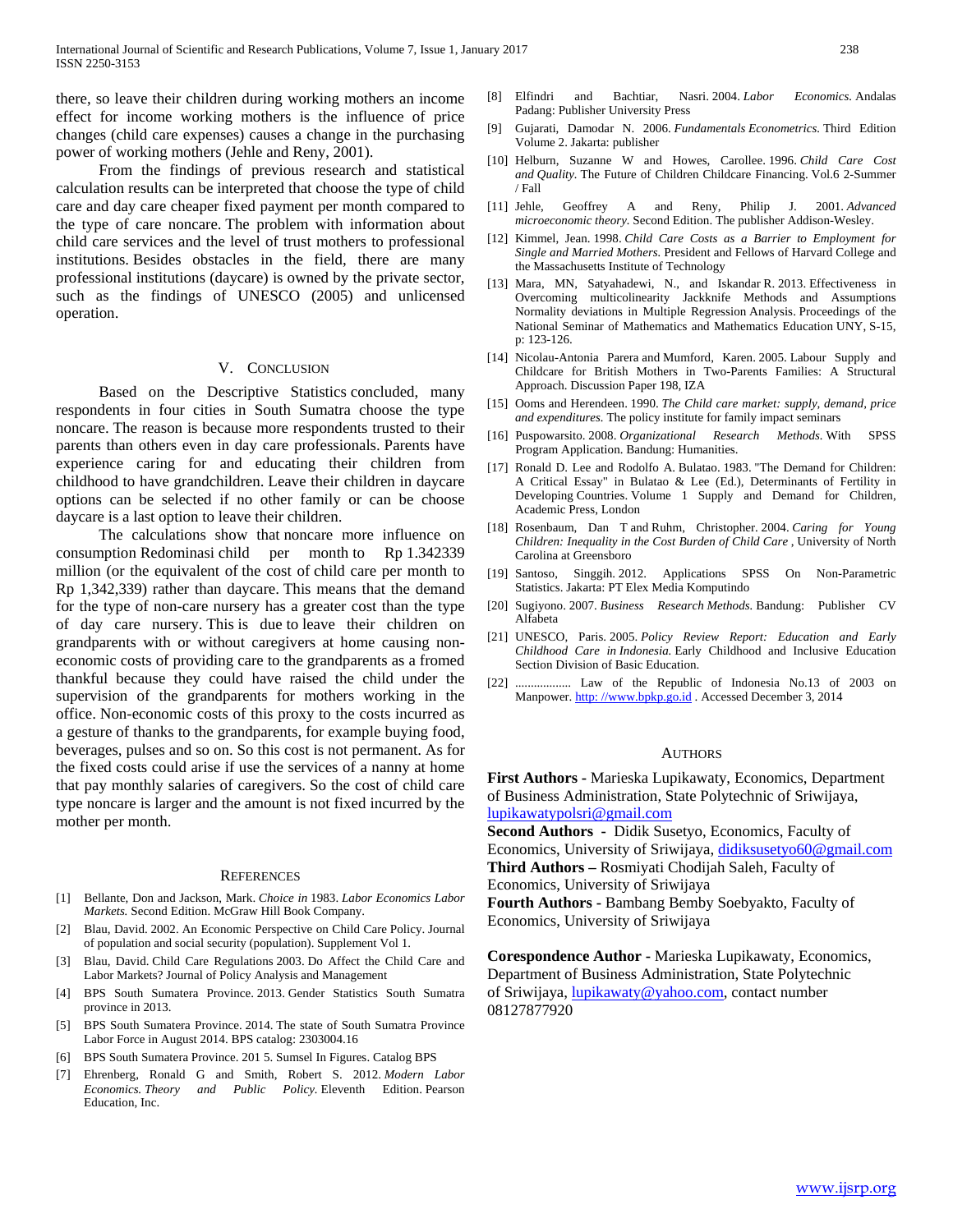there, so leave their children during working mothers an income effect for income working mothers is the influence of price changes (child care expenses) causes a change in the purchasing power of working mothers (Jehle and Reny, 2001).

From the findings of previous research and statistical calculation results can be interpreted that choose the type of child care and day care cheaper fixed payment per month compared to the type of care noncare. The problem with information about child care services and the level of trust mothers to professional institutions. Besides obstacles in the field, there are many professional institutions (daycare) is owned by the private sector, such as the findings of UNESCO (2005) and unlicensed operation.

## V. Conclusion

Based on the Descriptive Statistics concluded, many respondents in four cities in South Sumatra choose the type noncare. The reason is because more respondents trusted to their parents than others even in day care professionals. Parents have experience caring for and educating their children from childhood to have grandchildren. Leave their children in daycare options can be selected if no other family or can be choose daycare is a last option to leave their children.

The calculations show that noncare more influence on consumption Redominasi child per month to Rp 1.342339 million (or the equivalent of the cost of child care per month to Rp 1,342,339) rather than daycare. This means that the demand for the type of non-care nursery has a greater cost than the type of day care nursery. This is due to leave their children on grandparents with or without caregivers at home causing non-economic costs of providing care to the grandparents as a fromed thankful because they could have raised the child under the supervision of the grandparents for mothers working in the office. Non-economic costs of this proxy to the costs incurred as a gesture of thanks to the grandparents, for example buying food, beverages, pulses and so on. So this cost is not permanent. As for the fixed costs could arise if use the services of a nanny at home that pay monthly salaries of caregivers. So the cost of child care type noncare is larger and the amount is not fixed incurred by the mother per month.

## References

[1] Bellante, Don and Jackson, Mark. *Choice in* 1983. *Labor Economics Labor Markets.* Second Edition. McGraw Hill Book Company.

[2] Blau, David. 2002. An Economic Perspective on Child Care Policy. Journal of population and social security (population). Supplement Vol 1.

[3] Blau, David. Child Care Regulations 2003. Do Affect the Child Care and Labor Markets? Journal of Policy Analysis and Management

[4] BPS South Sumatera Province. 2013. Gender Statistics South Sumatra province in 2013.

[5] BPS South Sumatera Province. 2014. The state of South Sumatra Province Labor Force in August 2014. BPS catalog: 2303004.16

[6] BPS South Sumatera Province. 201 5. Sumsel In Figures. Catalog BPS

[7] Ehrenberg, Ronald G and Smith, Robert S. 2012. *Modern Labor Economics. Theory and Public Policy.* Eleventh Edition. Pearson Education, Inc.

[8] Elfindri and Bachtiar, Nasri. 2004. *Labor Economics.* Andalas Padang: Publisher University Press

[9] Gujarati, Damodar N. 2006. *Fundamentals Econometrics.* Third Edition Volume 2. Jakarta: publisher

[10] Helburn, Suzanne W and Howes, Carollee. 1996. *Child Care Cost and Quality.* The Future of Children Childcare Financing. Vol.6 2-Summer / Fall

[11] Jehle, Geoffrey A and Reny, Philip J. 2001. *Advanced microeconomic theory.* Second Edition. The publisher Addison-Wesley.

[12] Kimmel, Jean. 1998. *Child Care Costs as a Barrier to Employment for Single and Married Mothers.* President and Fellows of Harvard College and the Massachusetts Institute of Technology

[13] Mara, MN, Satyahadewi, N., and Iskandar R. 2013. Effectiveness in Overcoming multicolinearity Jackknife Methods and Assumptions Normality deviations in Multiple Regression Analysis. Proceedings of the National Seminar of Mathematics and Mathematics Education UNY, S-15, p: 123-126.

[14] Nicolau-Antonia Parera and Mumford, Karen. 2005. Labour Supply and Childcare for British Mothers in Two-Parents Families: A Structural Approach. Discussion Paper 198, IZA

[15] Ooms and Herendeen. 1990. *The Child care market: supply, demand, price and expenditures.* The policy institute for family impact seminars

[16] Puspowarsito. 2008. *Organizational Research Methods.* With SPSS Program Application. Bandung: Humanities.

[17] Ronald D. Lee and Rodolfo A. Bulatao. 1983. "The Demand for Children: A Critical Essay" in Bulatao & Lee (Ed.), Determinants of Fertility in Developing Countries. Volume 1 Supply and Demand for Children, Academic Press, London

[18] Rosenbaum, Dan T and Ruhm, Christopher. 2004. *Caring for Young Children: Inequality in the Cost Burden of Child Care* , University of North Carolina at Greensboro

[19] Santoso, Singgih. 2012. Applications SPSS On Non-Parametric Statistics. Jakarta: PT Elex Media Komputindo

[20] Sugiyono. 2007. *Business Research Methods.* Bandung: Publisher CV Alfabeta

[21] UNESCO, Paris. 2005. *Policy Review Report: Education and Early Childhood Care in Indonesia.* Early Childhood and Inclusive Education Section Division of Basic Education.

[22] .................. Law of the Republic of Indonesia No.13 of 2003 on Manpower. http: //www.bpkp.go.id . Accessed December 3, 2014

## Authors

**First Authors -** Marieska Lupikawaty, Economics, Department of Business Administration, State Polytechnic of Sriwijaya, lupikawatypolsri@gmail.com

**Second Authors -** Didik Susetyo, Economics, Faculty of Economics, University of Sriwijaya, didiksusetyo60@gmail.com

**Third Authors –** Rosmiyati Chodijah Saleh, Faculty of Economics, University of Sriwijaya

**Fourth Authors -** Bambang Bemby Soebyakto, Faculty of Economics, University of Sriwijaya

**Corespondence Author -** Marieska Lupikawaty, Economics, Department of Business Administration, State Polytechnic of Sriwijaya, lupikawaty@yahoo.com, contact number 08127877920